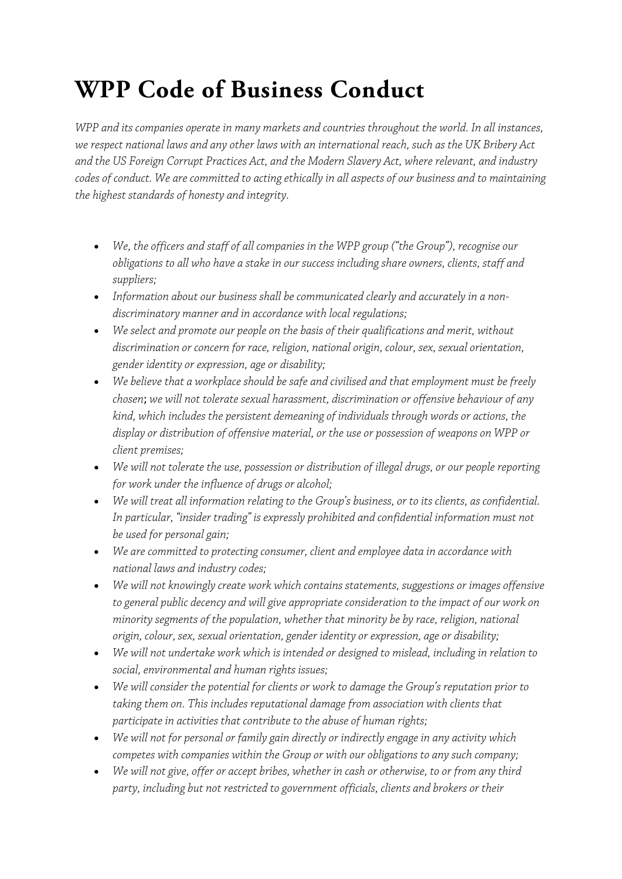# WPP Code of Business Conduct

*WPP and its companies operate in many markets and countries throughout the world. In all instances, we respect national laws and any other laws with an international reach, such as the UK Bribery Act and the US Foreign Corrupt Practices Act, and the Modern Slavery Act, where relevant, and industry codes of conduct. We are committed to acting ethically in all aspects of our business and to maintaining the highest standards of honesty and integrity.*

- *We, the officers and staff of all companies in the WPP group ("the Group"), recognise our obligations to all who have a stake in our success including share owners, clients, staff and suppliers;*
- *Information about our business shall be communicated clearly and accurately in a non-discriminatory manner and in accordance with local regulations;*
- *We select and promote our people on the basis of their qualifications and merit, without discrimination or concern for race, religion, national origin, colour, sex, sexual orientation, gender identity or expression, age or disability;*
- *We believe that a workplace should be safe and civilised and that employment must be freely chosen*; *we will not tolerate sexual harassment, discrimination or offensive behaviour of any kind, which includes the persistent demeaning of individuals through words or actions, the display or distribution of offensive material, or the use or possession of weapons on WPP or client premises;*
- *We will not tolerate the use, possession or distribution of illegal drugs, or our people reporting for work under the influence of drugs or alcohol;*
- *We will treat all information relating to the Group's business, or to its clients, as confidential. In particular, "insider trading" is expressly prohibited and confidential information must not be used for personal gain;*
- *We are committed to protecting consumer, client and employee data in accordance with national laws and industry codes;*
- *We will not knowingly create work which contains statements, suggestions or images offensive to general public decency and will give appropriate consideration to the impact of our work on minority segments of the population, whether that minority be by race, religion, national origin, colour, sex, sexual orientation, gender identity or expression, age or disability;*
- *We will not undertake work which is intended or designed to mislead, including in relation to social, environmental and human rights issues;*
- *We will consider the potential for clients or work to damage the Group's reputation prior to taking them on. This includes reputational damage from association with clients that participate in activities that contribute to the abuse of human rights;*
- *We will not for personal or family gain directly or indirectly engage in any activity which competes with companies within the Group or with our obligations to any such company;*
- *We will not give, offer or accept bribes, whether in cash or otherwise, to or from any third party, including but not restricted to government officials, clients and brokers or their*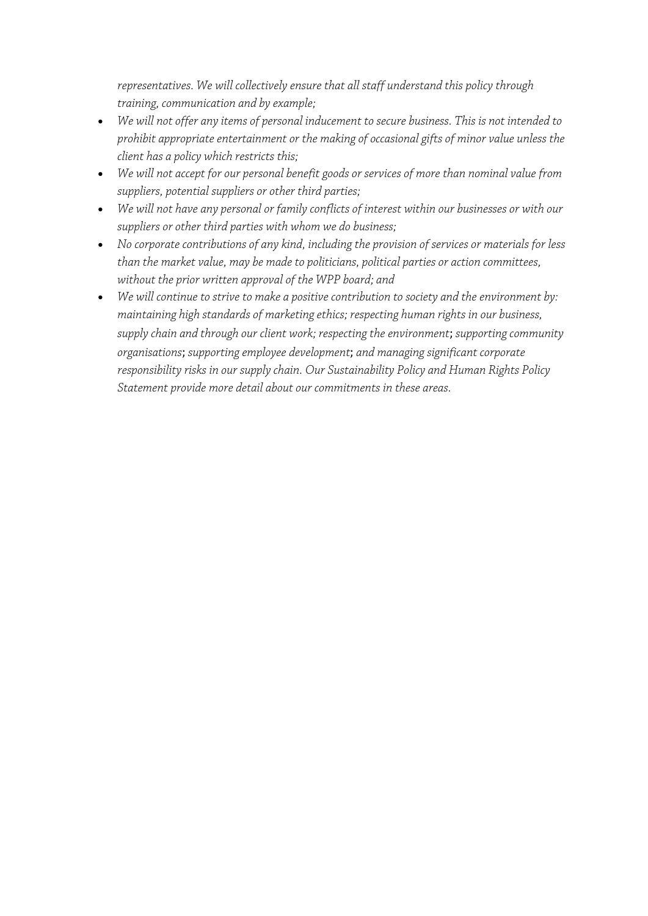*representatives. We will collectively ensure that all staff understand this policy through training, communication and by example;*

- *We will not offer any items of personal inducement to secure business. This is not intended to prohibit appropriate entertainment or the making of occasional gifts of minor value unless the client has a policy which restricts this;*
- *We will not accept for our personal benefit goods or services of more than nominal value from suppliers, potential suppliers or other third parties;*
- *We will not have any personal or family conflicts of interest within our businesses or with our suppliers or other third parties with whom we do business;*
- *No corporate contributions of any kind, including the provision of services or materials for less than the market value, may be made to politicians, political parties or action committees, without the prior written approval of the WPP board; and*
- *We will continue to strive to make a positive contribution to society and the environment by: maintaining high standards of marketing ethics; respecting human rights in our business, supply chain and through our client work; respecting the environment; supporting community organisations; supporting employee development; and managing significant corporate responsibility risks in our supply chain. Our Sustainability Policy and Human Rights Policy Statement provide more detail about our commitments in these areas.*